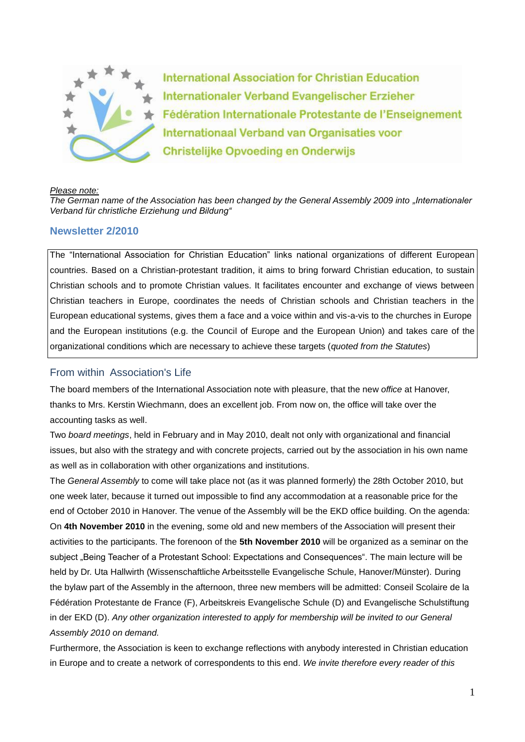International Association for Christian Education
Internationaler Verband Evangelischer Erzieher
Fédération Internationale Protestante de l'Enseignement
Internationaal Verband van Organisaties voor
Christelijke Opvoeding en Onderwijs

*Please note:*
*The German name of the Association has been changed by the General Assembly 2009 into „Internationaler Verband für christliche Erziehung und Bildung"*

## Newsletter 2/2010

The "International Association for Christian Education" links national organizations of different European countries. Based on a Christian-protestant tradition, it aims to bring forward Christian education, to sustain Christian schools and to promote Christian values. It facilitates encounter and exchange of views between Christian teachers in Europe, coordinates the needs of Christian schools and Christian teachers in the European educational systems, gives them a face and a voice within and vis-a-vis to the churches in Europe and the European institutions (e.g. the Council of Europe and the European Union) and takes care of the organizational conditions which are necessary to achieve these targets (*quoted from the Statutes*)

### From within Association's Life

The board members of the International Association note with pleasure, that the new *office* at Hanover, thanks to Mrs. Kerstin Wiechmann, does an excellent job. From now on, the office will take over the accounting tasks as well.

Two *board meetings*, held in February and in May 2010, dealt not only with organizational and financial issues, but also with the strategy and with concrete projects, carried out by the association in his own name as well as in collaboration with other organizations and institutions.

The *General Assembly* to come will take place not (as it was planned formerly) the 28th October 2010, but one week later, because it turned out impossible to find any accommodation at a reasonable price for the end of October 2010 in Hanover. The venue of the Assembly will be the EKD office building. On the agenda: On **4th November 2010** in the evening, some old and new members of the Association will present their activities to the participants. The forenoon of the **5th November 2010** will be organized as a seminar on the subject „Being Teacher of a Protestant School: Expectations and Consequences". The main lecture will be held by Dr. Uta Hallwirth (Wissenschaftliche Arbeitsstelle Evangelische Schule, Hanover/Münster). During the bylaw part of the Assembly in the afternoon, three new members will be admitted: Conseil Scolaire de la Fédération Protestante de France (F), Arbeitskreis Evangelische Schule (D) and Evangelische Schulstiftung in der EKD (D). *Any other organization interested to apply for membership will be invited to our General Assembly 2010 on demand.*

Furthermore, the Association is keen to exchange reflections with anybody interested in Christian education in Europe and to create a network of correspondents to this end. *We invite therefore every reader of this*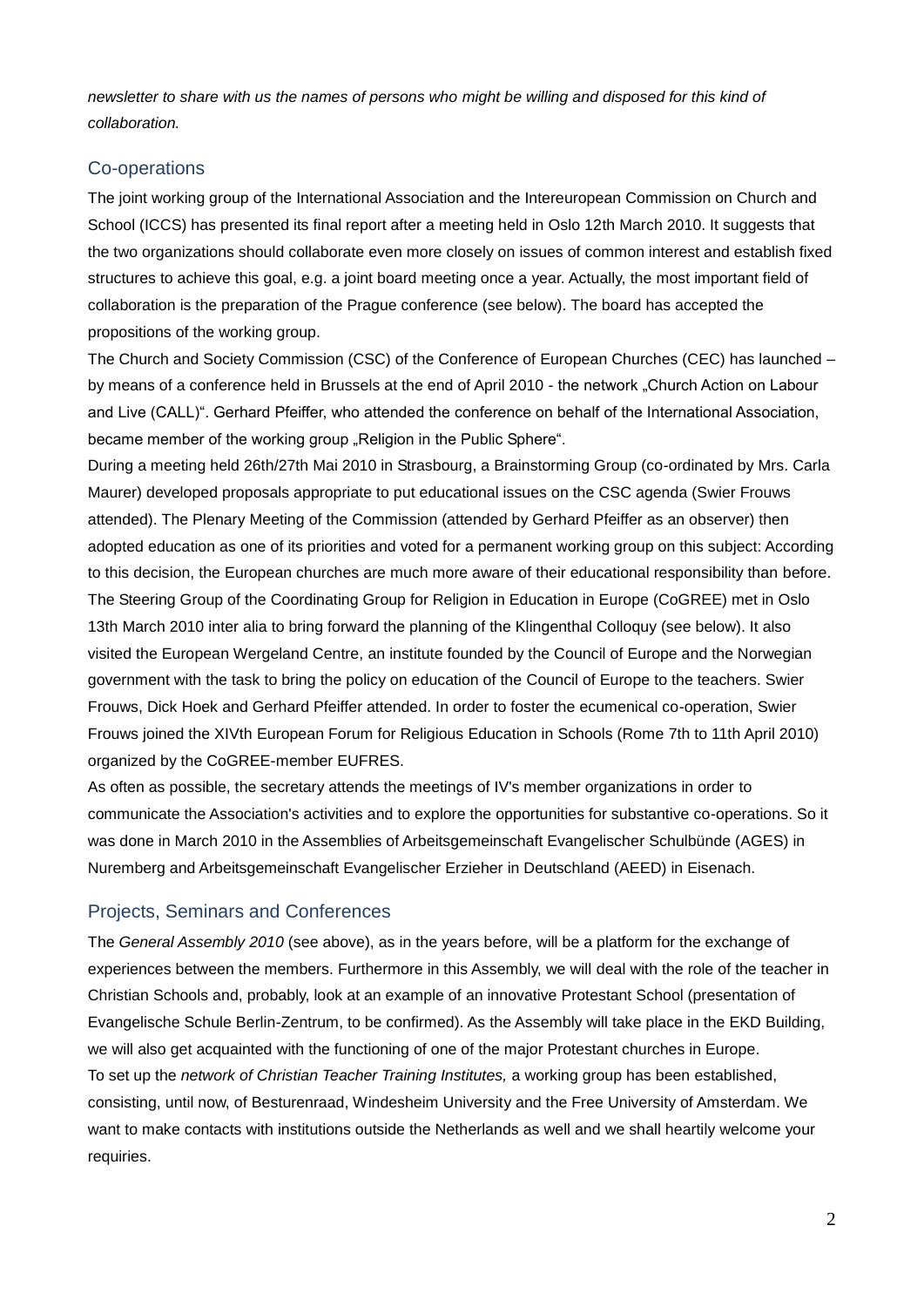*newsletter to share with us the names of persons who might be willing and disposed for this kind of collaboration.*

## Co-operations

The joint working group of the International Association and the Intereuropean Commission on Church and School (ICCS) has presented its final report after a meeting held in Oslo 12th March 2010. It suggests that the two organizations should collaborate even more closely on issues of common interest and establish fixed structures to achieve this goal, e.g. a joint board meeting once a year. Actually, the most important field of collaboration is the preparation of the Prague conference (see below). The board has accepted the propositions of the working group.

The Church and Society Commission (CSC) of the Conference of European Churches (CEC) has launched – by means of a conference held in Brussels at the end of April 2010 - the network „Church Action on Labour and Live (CALL)". Gerhard Pfeiffer, who attended the conference on behalf of the International Association, became member of the working group „Religion in the Public Sphere".

During a meeting held 26th/27th Mai 2010 in Strasbourg, a Brainstorming Group (co-ordinated by Mrs. Carla Maurer) developed proposals appropriate to put educational issues on the CSC agenda (Swier Frouws attended). The Plenary Meeting of the Commission (attended by Gerhard Pfeiffer as an observer) then adopted education as one of its priorities and voted for a permanent working group on this subject: According to this decision, the European churches are much more aware of their educational responsibility than before.

The Steering Group of the Coordinating Group for Religion in Education in Europe (CoGREE) met in Oslo 13th March 2010 inter alia to bring forward the planning of the Klingenthal Colloquy (see below). It also visited the European Wergeland Centre, an institute founded by the Council of Europe and the Norwegian government with the task to bring the policy on education of the Council of Europe to the teachers. Swier Frouws, Dick Hoek and Gerhard Pfeiffer attended. In order to foster the ecumenical co-operation, Swier Frouws joined the XIVth European Forum for Religious Education in Schools (Rome 7th to 11th April 2010) organized by the CoGREE-member EUFRES.

As often as possible, the secretary attends the meetings of IV's member organizations in order to communicate the Association's activities and to explore the opportunities for substantive co-operations. So it was done in March 2010 in the Assemblies of Arbeitsgemeinschaft Evangelischer Schulbünde (AGES) in Nuremberg and Arbeitsgemeinschaft Evangelischer Erzieher in Deutschland (AEED) in Eisenach.

## Projects, Seminars and Conferences

The *General Assembly 2010* (see above), as in the years before, will be a platform for the exchange of experiences between the members. Furthermore in this Assembly, we will deal with the role of the teacher in Christian Schools and, probably, look at an example of an innovative Protestant School (presentation of Evangelische Schule Berlin-Zentrum, to be confirmed). As the Assembly will take place in the EKD Building, we will also get acquainted with the functioning of one of the major Protestant churches in Europe.

To set up the *network of Christian Teacher Training Institutes,* a working group has been established, consisting, until now, of Besturenraad, Windesheim University and the Free University of Amsterdam. We want to make contacts with institutions outside the Netherlands as well and we shall heartily welcome your requiries.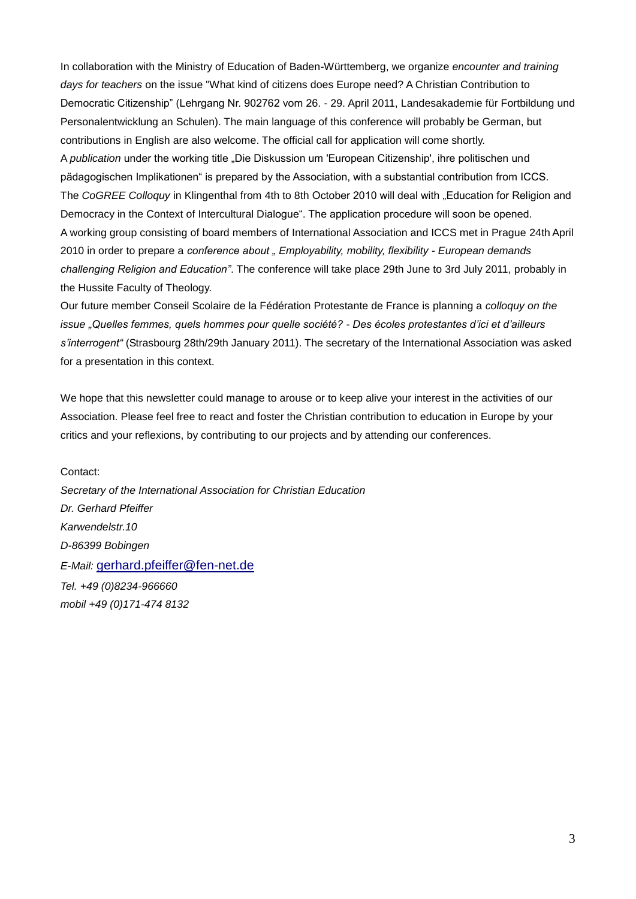In collaboration with the Ministry of Education of Baden-Württemberg, we organize *encounter and training days for teachers* on the issue "What kind of citizens does Europe need? A Christian Contribution to Democratic Citizenship" (Lehrgang Nr. 902762 vom 26. - 29. April 2011, Landesakademie für Fortbildung und Personalentwicklung an Schulen). The main language of this conference will probably be German, but contributions in English are also welcome. The official call for application will come shortly.
A *publication* under the working title „Die Diskussion um 'European Citizenship', ihre politischen und pädagogischen Implikationen" is prepared by the Association, with a substantial contribution from ICCS.
The *CoGREE Colloquy* in Klingenthal from 4th to 8th October 2010 will deal with „Education for Religion and Democracy in the Context of Intercultural Dialogue". The application procedure will soon be opened.
A working group consisting of board members of International Association and ICCS met in Prague 24th April 2010 in order to prepare a *conference about „ Employability, mobility, flexibility - European demands challenging Religion and Education"*. The conference will take place 29th June to 3rd July 2011, probably in the Hussite Faculty of Theology.
Our future member Conseil Scolaire de la Fédération Protestante de France is planning a *colloquy on the issue „Quelles femmes, quels hommes pour quelle société? - Des écoles protestantes d'ici et d'ailleurs s'interrogent"* (Strasbourg 28th/29th January 2011). The secretary of the International Association was asked for a presentation in this context.

We hope that this newsletter could manage to arouse or to keep alive your interest in the activities of our Association. Please feel free to react and foster the Christian contribution to education in Europe by your critics and your reflexions, by contributing to our projects and by attending our conferences.

Contact:
*Secretary of the International Association for Christian Education*
*Dr. Gerhard Pfeiffer*
*Karwendelstr.10*
*D-86399 Bobingen*
*E-Mail:* gerhard.pfeiffer@fen-net.de
*Tel. +49 (0)8234-966660*
*mobil +49 (0)171-474 8132*